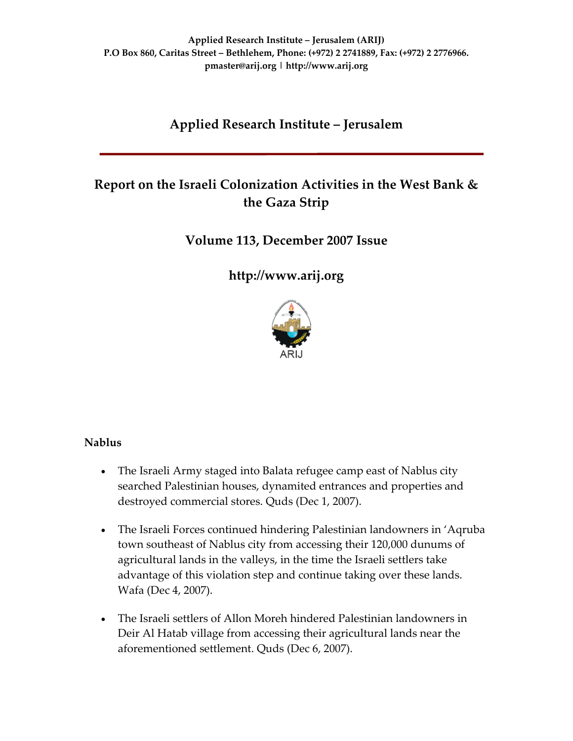**Applied Research Institute – Jerusalem (ARIJ)**
**P.O Box 860, Caritas Street – Bethlehem, Phone: (+972) 2 2741889, Fax: (+972) 2 2776966.**
**pmaster@arij.org | http://www.arij.org**

# Applied Research Institute – Jerusalem

## Report on the Israeli Colonization Activities in the West Bank & the Gaza Strip

## Volume 113, December 2007 Issue

## http://www.arij.org

ARIJ

### Nablus

- The Israeli Army staged into Balata refugee camp east of Nablus city searched Palestinian houses, dynamited entrances and properties and destroyed commercial stores. Quds (Dec 1, 2007).

- The Israeli Forces continued hindering Palestinian landowners in 'Aqruba town southeast of Nablus city from accessing their 120,000 dunums of agricultural lands in the valleys, in the time the Israeli settlers take advantage of this violation step and continue taking over these lands. Wafa (Dec 4, 2007).

- The Israeli settlers of Allon Moreh hindered Palestinian landowners in Deir Al Hatab village from accessing their agricultural lands near the aforementioned settlement. Quds (Dec 6, 2007).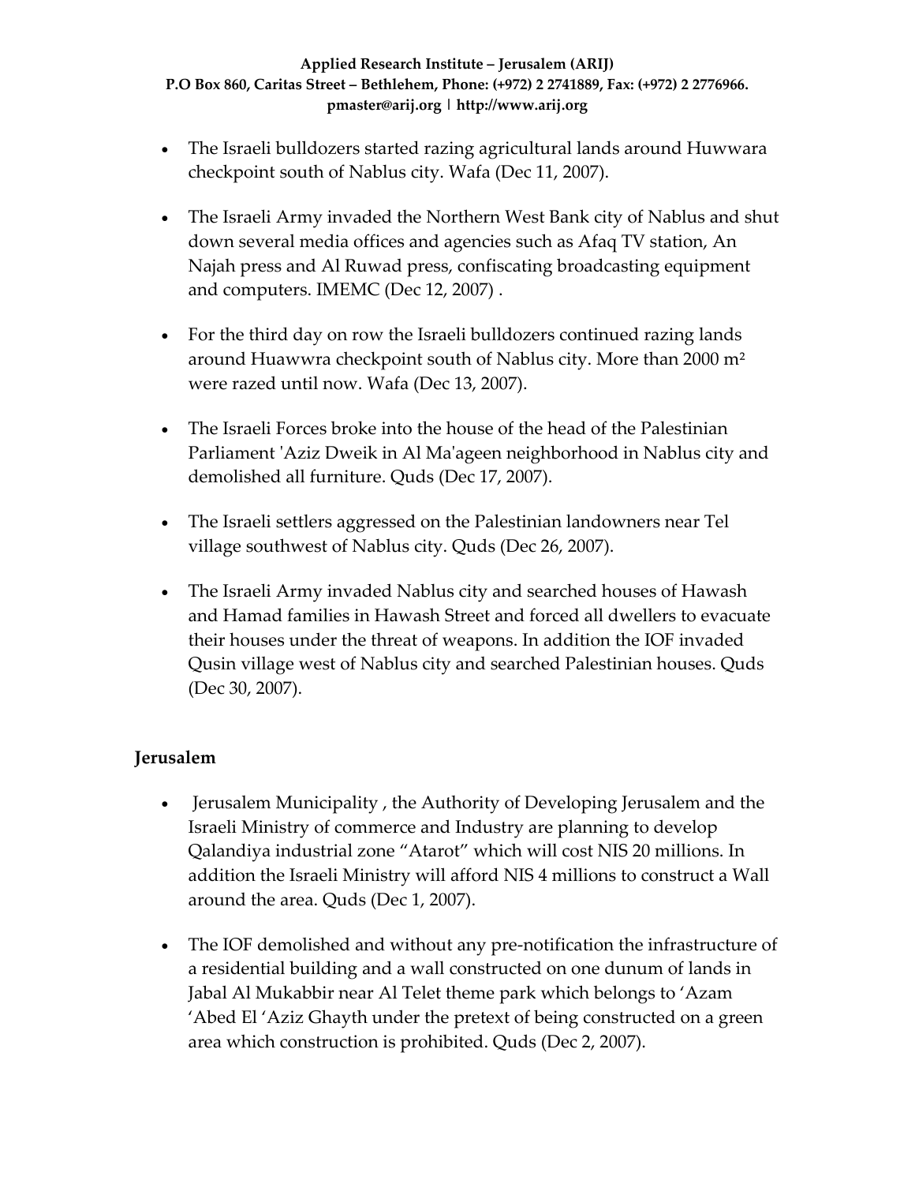- The Israeli bulldozers started razing agricultural lands around Huwwara checkpoint south of Nablus city. Wafa (Dec 11, 2007).

- The Israeli Army invaded the Northern West Bank city of Nablus and shut down several media offices and agencies such as Afaq TV station, An Najah press and Al Ruwad press, confiscating broadcasting equipment and computers. IMEMC (Dec 12, 2007) .

- For the third day on row the Israeli bulldozers continued razing lands around Huawwra checkpoint south of Nablus city. More than 2000 m² were razed until now. Wafa (Dec 13, 2007).

- The Israeli Forces broke into the house of the head of the Palestinian Parliament 'Aziz Dweik in Al Ma'ageen neighborhood in Nablus city and demolished all furniture. Quds (Dec 17, 2007).

- The Israeli settlers aggressed on the Palestinian landowners near Tel village southwest of Nablus city. Quds (Dec 26, 2007).

- The Israeli Army invaded Nablus city and searched houses of Hawash and Hamad families in Hawash Street and forced all dwellers to evacuate their houses under the threat of weapons. In addition the IOF invaded Qusin village west of Nablus city and searched Palestinian houses. Quds (Dec 30, 2007).

## Jerusalem

- Jerusalem Municipality , the Authority of Developing Jerusalem and the Israeli Ministry of commerce and Industry are planning to develop Qalandiya industrial zone "Atarot" which will cost NIS 20 millions. In addition the Israeli Ministry will afford NIS 4 millions to construct a Wall around the area. Quds (Dec 1, 2007).

- The IOF demolished and without any pre-notification the infrastructure of a residential building and a wall constructed on one dunum of lands in Jabal Al Mukabbir near Al Telet theme park which belongs to 'Azam 'Abed El 'Aziz Ghayth under the pretext of being constructed on a green area which construction is prohibited. Quds (Dec 2, 2007).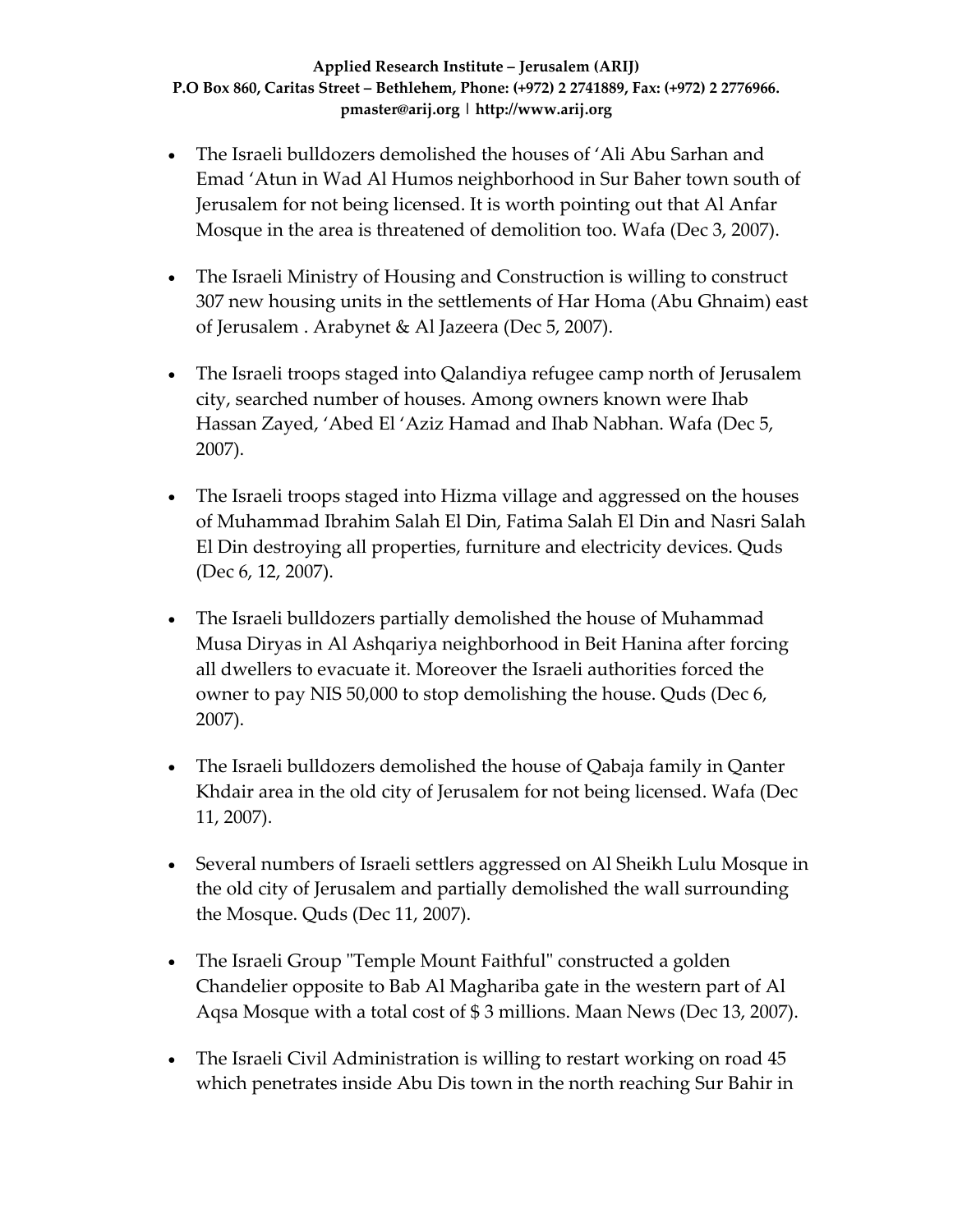- The Israeli bulldozers demolished the houses of 'Ali Abu Sarhan and Emad 'Atun in Wad Al Humos neighborhood in Sur Baher town south of Jerusalem for not being licensed. It is worth pointing out that Al Anfar Mosque in the area is threatened of demolition too. Wafa (Dec 3, 2007).

- The Israeli Ministry of Housing and Construction is willing to construct 307 new housing units in the settlements of Har Homa (Abu Ghnaim) east of Jerusalem . Arabynet & Al Jazeera (Dec 5, 2007).

- The Israeli troops staged into Qalandiya refugee camp north of Jerusalem city, searched number of houses. Among owners known were Ihab Hassan Zayed, 'Abed El 'Aziz Hamad and Ihab Nabhan. Wafa (Dec 5, 2007).

- The Israeli troops staged into Hizma village and aggressed on the houses of Muhammad Ibrahim Salah El Din, Fatima Salah El Din and Nasri Salah El Din destroying all properties, furniture and electricity devices. Quds (Dec 6, 12, 2007).

- The Israeli bulldozers partially demolished the house of Muhammad Musa Diryas in Al Ashqariya neighborhood in Beit Hanina after forcing all dwellers to evacuate it. Moreover the Israeli authorities forced the owner to pay NIS 50,000 to stop demolishing the house. Quds (Dec 6, 2007).

- The Israeli bulldozers demolished the house of Qabaja family in Qanter Khdair area in the old city of Jerusalem for not being licensed. Wafa (Dec 11, 2007).

- Several numbers of Israeli settlers aggressed on Al Sheikh Lulu Mosque in the old city of Jerusalem and partially demolished the wall surrounding the Mosque. Quds (Dec 11, 2007).

- The Israeli Group "Temple Mount Faithful" constructed a golden Chandelier opposite to Bab Al Maghariba gate in the western part of Al Aqsa Mosque with a total cost of $ 3 millions. Maan News (Dec 13, 2007).

- The Israeli Civil Administration is willing to restart working on road 45 which penetrates inside Abu Dis town in the north reaching Sur Bahir in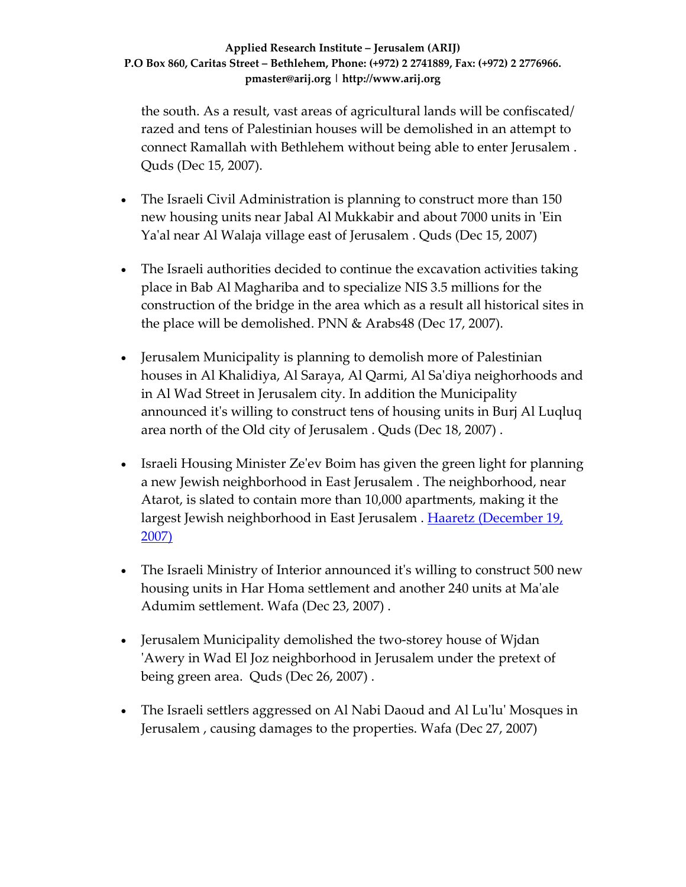the south. As a result, vast areas of agricultural lands will be confiscated/ razed and tens of Palestinian houses will be demolished in an attempt to connect Ramallah with Bethlehem without being able to enter Jerusalem . Quds (Dec 15, 2007).

- The Israeli Civil Administration is planning to construct more than 150 new housing units near Jabal Al Mukkabir and about 7000 units in 'Ein Ya'al near Al Walaja village east of Jerusalem . Quds (Dec 15, 2007)

- The Israeli authorities decided to continue the excavation activities taking place in Bab Al Maghariba and to specialize NIS 3.5 millions for the construction of the bridge in the area which as a result all historical sites in the place will be demolished. PNN & Arabs48 (Dec 17, 2007).

- Jerusalem Municipality is planning to demolish more of Palestinian houses in Al Khalidiya, Al Saraya, Al Qarmi, Al Sa'diya neighorhoods and in Al Wad Street in Jerusalem city. In addition the Municipality announced it's willing to construct tens of housing units in Burj Al Luqluq area north of the Old city of Jerusalem . Quds (Dec 18, 2007) .

- Israeli Housing Minister Ze'ev Boim has given the green light for planning a new Jewish neighborhood in East Jerusalem . The neighborhood, near Atarot, is slated to contain more than 10,000 apartments, making it the largest Jewish neighborhood in East Jerusalem . Haaretz (December 19, 2007)

- The Israeli Ministry of Interior announced it's willing to construct 500 new housing units in Har Homa settlement and another 240 units at Ma'ale Adumim settlement. Wafa (Dec 23, 2007) .

- Jerusalem Municipality demolished the two-storey house of Wjdan 'Awery in Wad El Joz neighborhood in Jerusalem under the pretext of being green area. Quds (Dec 26, 2007) .

- The Israeli settlers aggressed on Al Nabi Daoud and Al Lu'lu' Mosques in Jerusalem , causing damages to the properties. Wafa (Dec 27, 2007)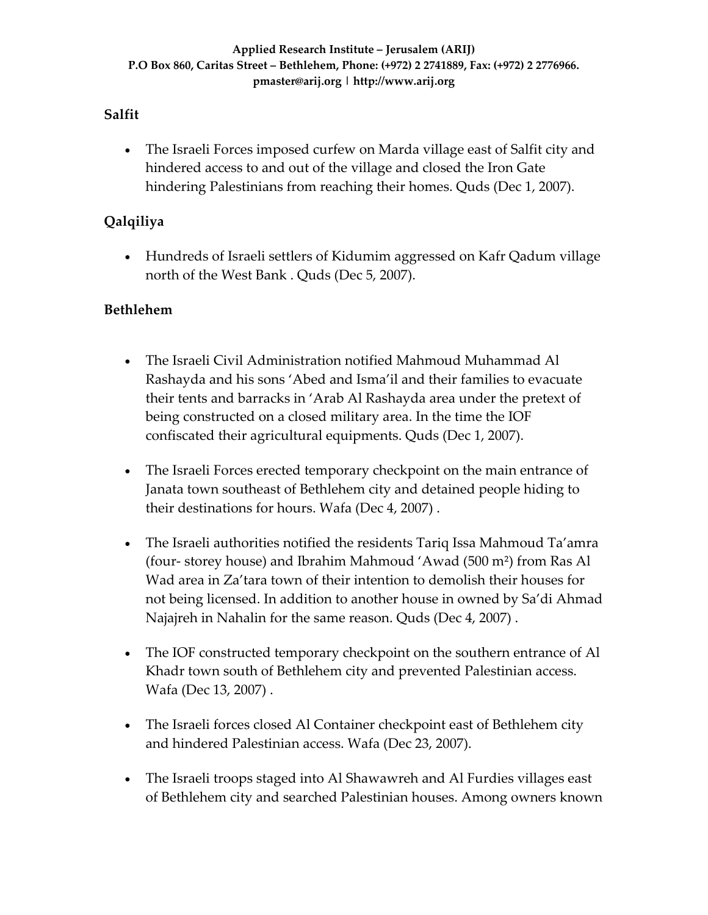## Salfit

- The Israeli Forces imposed curfew on Marda village east of Salfit city and hindered access to and out of the village and closed the Iron Gate hindering Palestinians from reaching their homes. Quds (Dec 1, 2007).

## Qalqiliya

- Hundreds of Israeli settlers of Kidumim aggressed on Kafr Qadum village north of the West Bank . Quds (Dec 5, 2007).

## Bethlehem

- The Israeli Civil Administration notified Mahmoud Muhammad Al Rashayda and his sons 'Abed and Isma'il and their families to evacuate their tents and barracks in 'Arab Al Rashayda area under the pretext of being constructed on a closed military area. In the time the IOF confiscated their agricultural equipments. Quds (Dec 1, 2007).

- The Israeli Forces erected temporary checkpoint on the main entrance of Janata town southeast of Bethlehem city and detained people hiding to their destinations for hours. Wafa (Dec 4, 2007) .

- The Israeli authorities notified the residents Tariq Issa Mahmoud Ta'amra (four- storey house) and Ibrahim Mahmoud 'Awad (500 m²) from Ras Al Wad area in Za'tara town of their intention to demolish their houses for not being licensed. In addition to another house in owned by Sa'di Ahmad Najajreh in Nahalin for the same reason. Quds (Dec 4, 2007) .

- The IOF constructed temporary checkpoint on the southern entrance of Al Khadr town south of Bethlehem city and prevented Palestinian access. Wafa (Dec 13, 2007) .

- The Israeli forces closed Al Container checkpoint east of Bethlehem city and hindered Palestinian access. Wafa (Dec 23, 2007).

- The Israeli troops staged into Al Shawawreh and Al Furdies villages east of Bethlehem city and searched Palestinian houses. Among owners known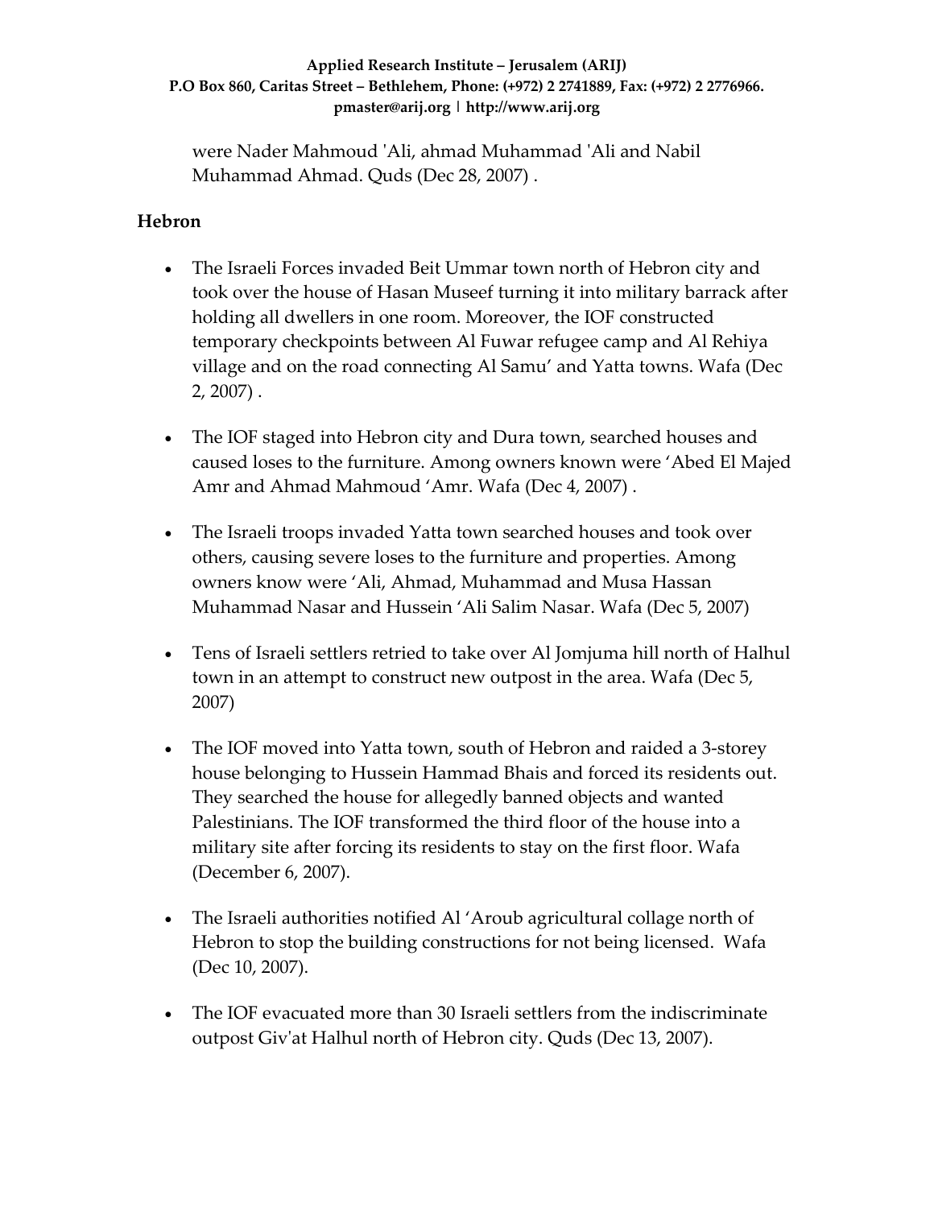were Nader Mahmoud 'Ali, ahmad Muhammad 'Ali and Nabil Muhammad Ahmad. Quds (Dec 28, 2007) .

**Hebron**

- The Israeli Forces invaded Beit Ummar town north of Hebron city and took over the house of Hasan Museef turning it into military barrack after holding all dwellers in one room. Moreover, the IOF constructed temporary checkpoints between Al Fuwar refugee camp and Al Rehiya village and on the road connecting Al Samu' and Yatta towns. Wafa (Dec 2, 2007) .

- The IOF staged into Hebron city and Dura town, searched houses and caused loses to the furniture. Among owners known were 'Abed El Majed Amr and Ahmad Mahmoud 'Amr. Wafa (Dec 4, 2007) .

- The Israeli troops invaded Yatta town searched houses and took over others, causing severe loses to the furniture and properties. Among owners know were 'Ali, Ahmad, Muhammad and Musa Hassan Muhammad Nasar and Hussein 'Ali Salim Nasar. Wafa (Dec 5, 2007)

- Tens of Israeli settlers retried to take over Al Jomjuma hill north of Halhul town in an attempt to construct new outpost in the area. Wafa (Dec 5, 2007)

- The IOF moved into Yatta town, south of Hebron and raided a 3-storey house belonging to Hussein Hammad Bhais and forced its residents out. They searched the house for allegedly banned objects and wanted Palestinians. The IOF transformed the third floor of the house into a military site after forcing its residents to stay on the first floor. Wafa (December 6, 2007).

- The Israeli authorities notified Al 'Aroub agricultural collage north of Hebron to stop the building constructions for not being licensed. Wafa (Dec 10, 2007).

- The IOF evacuated more than 30 Israeli settlers from the indiscriminate outpost Giv'at Halhul north of Hebron city. Quds (Dec 13, 2007).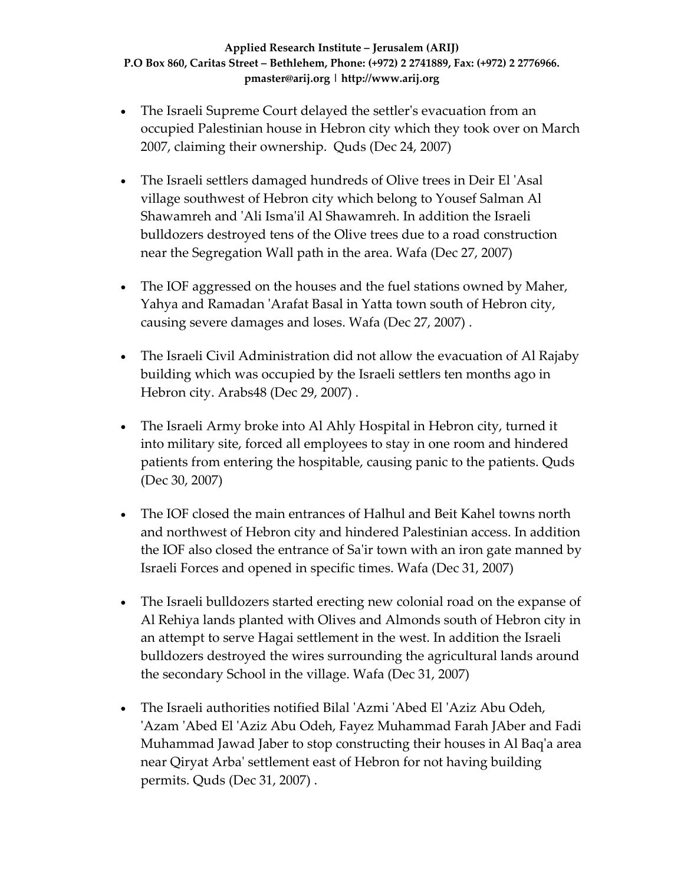- The Israeli Supreme Court delayed the settler's evacuation from an occupied Palestinian house in Hebron city which they took over on March 2007, claiming their ownership. Quds (Dec 24, 2007)

- The Israeli settlers damaged hundreds of Olive trees in Deir El 'Asal village southwest of Hebron city which belong to Yousef Salman Al Shawamreh and 'Ali Isma'il Al Shawamreh. In addition the Israeli bulldozers destroyed tens of the Olive trees due to a road construction near the Segregation Wall path in the area. Wafa (Dec 27, 2007)

- The IOF aggressed on the houses and the fuel stations owned by Maher, Yahya and Ramadan 'Arafat Basal in Yatta town south of Hebron city, causing severe damages and loses. Wafa (Dec 27, 2007) .

- The Israeli Civil Administration did not allow the evacuation of Al Rajaby building which was occupied by the Israeli settlers ten months ago in Hebron city. Arabs48 (Dec 29, 2007) .

- The Israeli Army broke into Al Ahly Hospital in Hebron city, turned it into military site, forced all employees to stay in one room and hindered patients from entering the hospitable, causing panic to the patients. Quds (Dec 30, 2007)

- The IOF closed the main entrances of Halhul and Beit Kahel towns north and northwest of Hebron city and hindered Palestinian access. In addition the IOF also closed the entrance of Sa'ir town with an iron gate manned by Israeli Forces and opened in specific times. Wafa (Dec 31, 2007)

- The Israeli bulldozers started erecting new colonial road on the expanse of Al Rehiya lands planted with Olives and Almonds south of Hebron city in an attempt to serve Hagai settlement in the west. In addition the Israeli bulldozers destroyed the wires surrounding the agricultural lands around the secondary School in the village. Wafa (Dec 31, 2007)

- The Israeli authorities notified Bilal 'Azmi 'Abed El 'Aziz Abu Odeh, 'Azam 'Abed El 'Aziz Abu Odeh, Fayez Muhammad Farah JAber and Fadi Muhammad Jawad Jaber to stop constructing their houses in Al Baq'a area near Qiryat Arba' settlement east of Hebron for not having building permits. Quds (Dec 31, 2007) .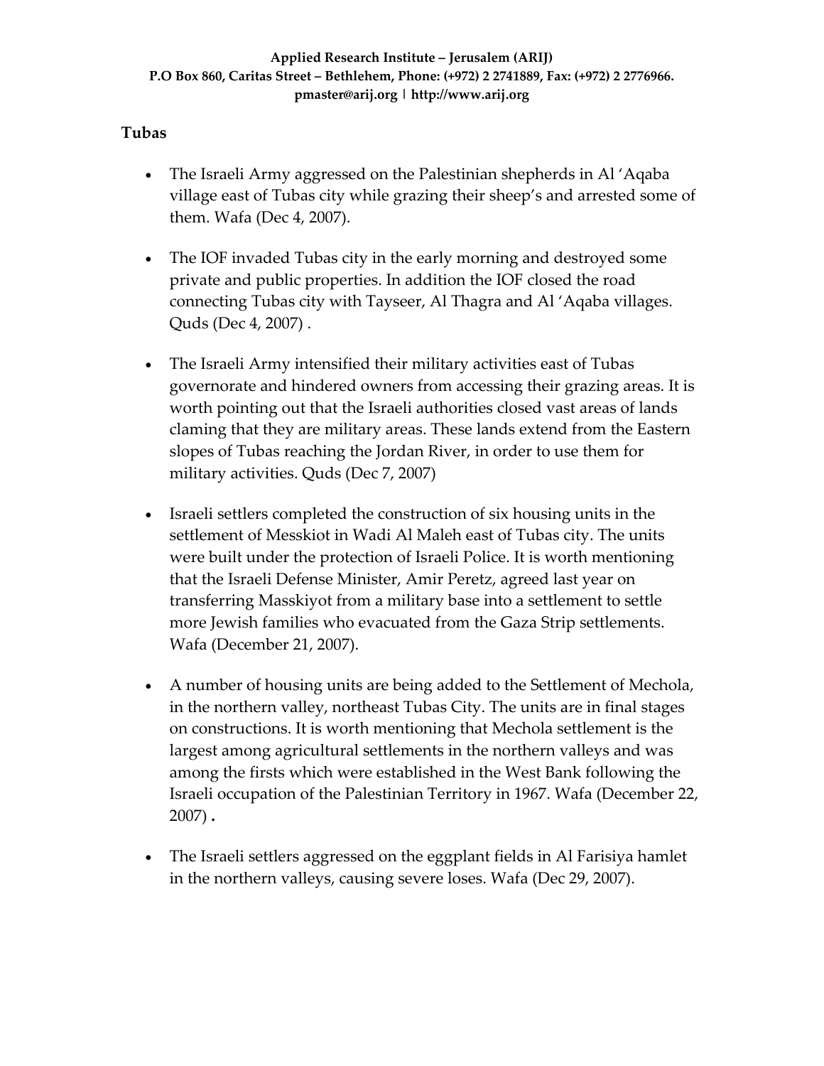**Tubas**

- The Israeli Army aggressed on the Palestinian shepherds in Al 'Aqaba village east of Tubas city while grazing their sheep's and arrested some of them. Wafa (Dec 4, 2007).

- The IOF invaded Tubas city in the early morning and destroyed some private and public properties. In addition the IOF closed the road connecting Tubas city with Tayseer, Al Thagra and Al 'Aqaba villages. Quds (Dec 4, 2007) .

- The Israeli Army intensified their military activities east of Tubas governorate and hindered owners from accessing their grazing areas. It is worth pointing out that the Israeli authorities closed vast areas of lands claming that they are military areas. These lands extend from the Eastern slopes of Tubas reaching the Jordan River, in order to use them for military activities. Quds (Dec 7, 2007)

- Israeli settlers completed the construction of six housing units in the settlement of Messkiot in Wadi Al Maleh east of Tubas city. The units were built under the protection of Israeli Police. It is worth mentioning that the Israeli Defense Minister, Amir Peretz, agreed last year on transferring Masskiyot from a military base into a settlement to settle more Jewish families who evacuated from the Gaza Strip settlements. Wafa (December 21, 2007).

- A number of housing units are being added to the Settlement of Mechola, in the northern valley, northeast Tubas City. The units are in final stages on constructions. It is worth mentioning that Mechola settlement is the largest among agricultural settlements in the northern valleys and was among the firsts which were established in the West Bank following the Israeli occupation of the Palestinian Territory in 1967. Wafa (December 22, 2007) **.**

- The Israeli settlers aggressed on the eggplant fields in Al Farisiya hamlet in the northern valleys, causing severe loses. Wafa (Dec 29, 2007).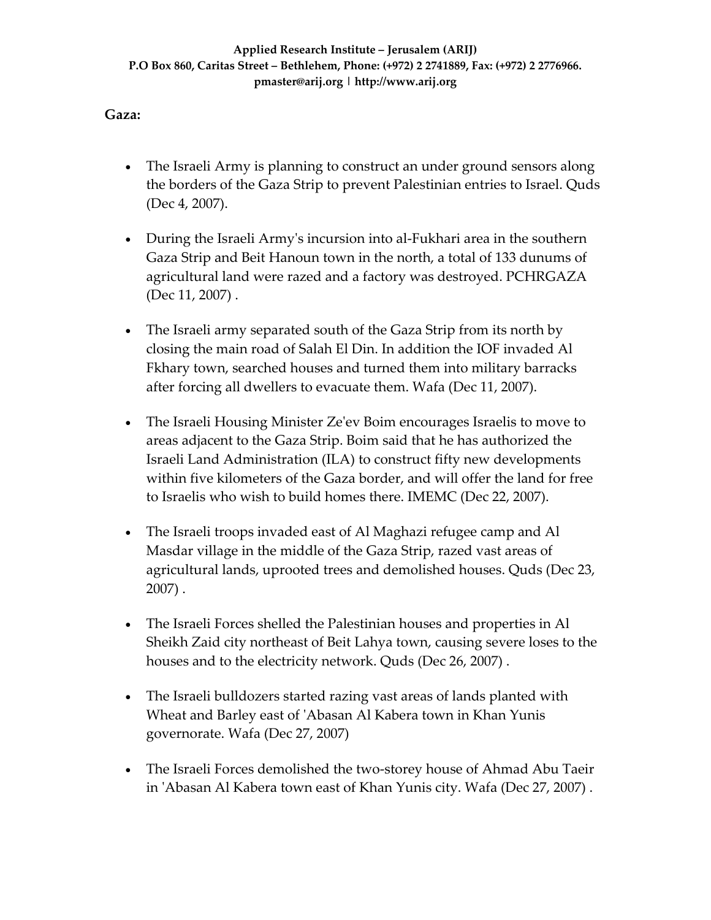**Gaza:**

- The Israeli Army is planning to construct an under ground sensors along the borders of the Gaza Strip to prevent Palestinian entries to Israel. Quds (Dec 4, 2007).

- During the Israeli Army's incursion into al-Fukhari area in the southern Gaza Strip and Beit Hanoun town in the north, a total of 133 dunums of agricultural land were razed and a factory was destroyed. PCHRGAZA (Dec 11, 2007) .

- The Israeli army separated south of the Gaza Strip from its north by closing the main road of Salah El Din. In addition the IOF invaded Al Fkhary town, searched houses and turned them into military barracks after forcing all dwellers to evacuate them. Wafa (Dec 11, 2007).

- The Israeli Housing Minister Ze'ev Boim encourages Israelis to move to areas adjacent to the Gaza Strip. Boim said that he has authorized the Israeli Land Administration (ILA) to construct fifty new developments within five kilometers of the Gaza border, and will offer the land for free to Israelis who wish to build homes there. IMEMC (Dec 22, 2007).

- The Israeli troops invaded east of Al Maghazi refugee camp and Al Masdar village in the middle of the Gaza Strip, razed vast areas of agricultural lands, uprooted trees and demolished houses. Quds (Dec 23, 2007) .

- The Israeli Forces shelled the Palestinian houses and properties in Al Sheikh Zaid city northeast of Beit Lahya town, causing severe loses to the houses and to the electricity network. Quds (Dec 26, 2007) .

- The Israeli bulldozers started razing vast areas of lands planted with Wheat and Barley east of 'Abasan Al Kabera town in Khan Yunis governorate. Wafa (Dec 27, 2007)

- The Israeli Forces demolished the two-storey house of Ahmad Abu Taeir in 'Abasan Al Kabera town east of Khan Yunis city. Wafa (Dec 27, 2007) .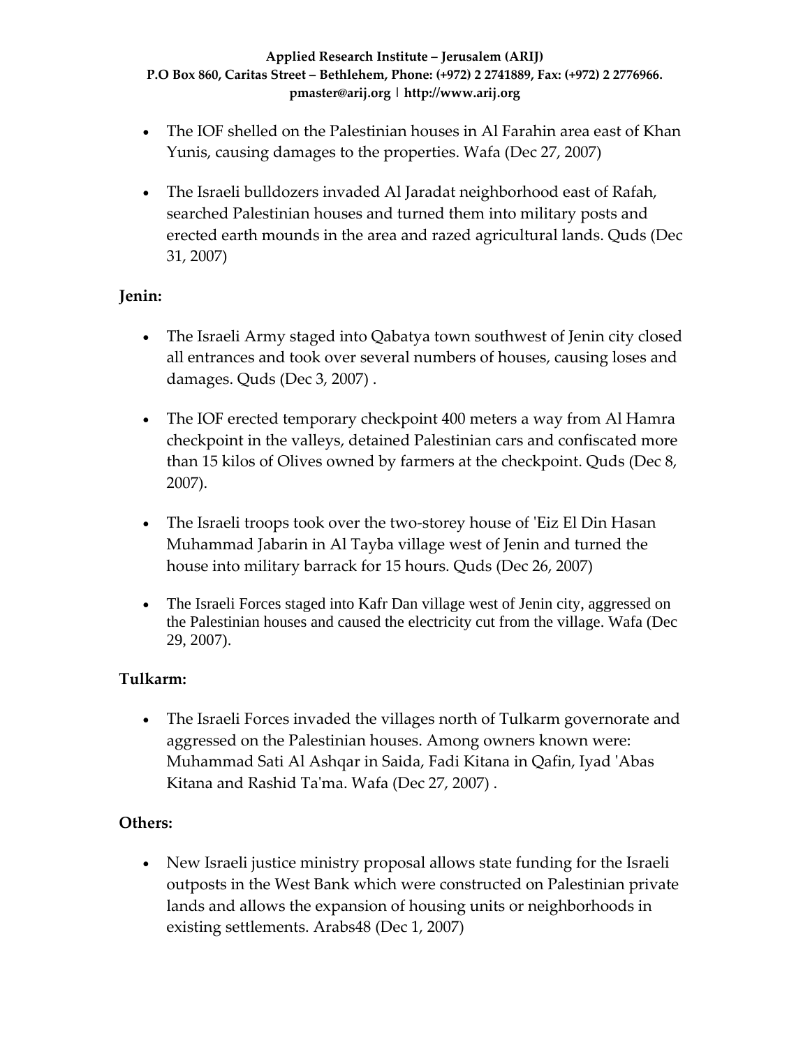- The IOF shelled on the Palestinian houses in Al Farahin area east of Khan Yunis, causing damages to the properties. Wafa (Dec 27, 2007)

- The Israeli bulldozers invaded Al Jaradat neighborhood east of Rafah, searched Palestinian houses and turned them into military posts and erected earth mounds in the area and razed agricultural lands. Quds (Dec 31, 2007)

**Jenin:**

- The Israeli Army staged into Qabatya town southwest of Jenin city closed all entrances and took over several numbers of houses, causing loses and damages. Quds (Dec 3, 2007) .

- The IOF erected temporary checkpoint 400 meters a way from Al Hamra checkpoint in the valleys, detained Palestinian cars and confiscated more than 15 kilos of Olives owned by farmers at the checkpoint. Quds (Dec 8, 2007).

- The Israeli troops took over the two-storey house of 'Eiz El Din Hasan Muhammad Jabarin in Al Tayba village west of Jenin and turned the house into military barrack for 15 hours. Quds (Dec 26, 2007)

- The Israeli Forces staged into Kafr Dan village west of Jenin city, aggressed on the Palestinian houses and caused the electricity cut from the village. Wafa (Dec 29, 2007).

**Tulkarm:**

- The Israeli Forces invaded the villages north of Tulkarm governorate and aggressed on the Palestinian houses. Among owners known were: Muhammad Sati Al Ashqar in Saida, Fadi Kitana in Qafin, Iyad 'Abas Kitana and Rashid Ta'ma. Wafa (Dec 27, 2007) .

**Others:**

- New Israeli justice ministry proposal allows state funding for the Israeli outposts in the West Bank which were constructed on Palestinian private lands and allows the expansion of housing units or neighborhoods in existing settlements. Arabs48 (Dec 1, 2007)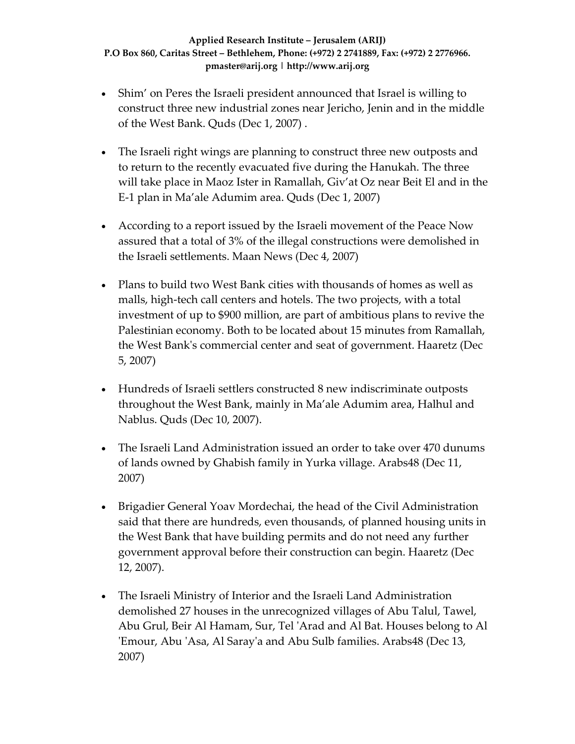- Shim' on Peres the Israeli president announced that Israel is willing to construct three new industrial zones near Jericho, Jenin and in the middle of the West Bank. Quds (Dec 1, 2007) .

- The Israeli right wings are planning to construct three new outposts and to return to the recently evacuated five during the Hanukah. The three will take place in Maoz Ister in Ramallah, Giv'at Oz near Beit El and in the E-1 plan in Ma'ale Adumim area. Quds (Dec 1, 2007)

- According to a report issued by the Israeli movement of the Peace Now assured that a total of 3% of the illegal constructions were demolished in the Israeli settlements. Maan News (Dec 4, 2007)

- Plans to build two West Bank cities with thousands of homes as well as malls, high-tech call centers and hotels. The two projects, with a total investment of up to $900 million, are part of ambitious plans to revive the Palestinian economy. Both to be located about 15 minutes from Ramallah, the West Bank's commercial center and seat of government. Haaretz (Dec 5, 2007)

- Hundreds of Israeli settlers constructed 8 new indiscriminate outposts throughout the West Bank, mainly in Ma'ale Adumim area, Halhul and Nablus. Quds (Dec 10, 2007).

- The Israeli Land Administration issued an order to take over 470 dunums of lands owned by Ghabish family in Yurka village. Arabs48 (Dec 11, 2007)

- Brigadier General Yoav Mordechai, the head of the Civil Administration said that there are hundreds, even thousands, of planned housing units in the West Bank that have building permits and do not need any further government approval before their construction can begin. Haaretz (Dec 12, 2007).

- The Israeli Ministry of Interior and the Israeli Land Administration demolished 27 houses in the unrecognized villages of Abu Talul, Tawel, Abu Grul, Beir Al Hamam, Sur, Tel 'Arad and Al Bat. Houses belong to Al 'Emour, Abu 'Asa, Al Saray'a and Abu Sulb families. Arabs48 (Dec 13, 2007)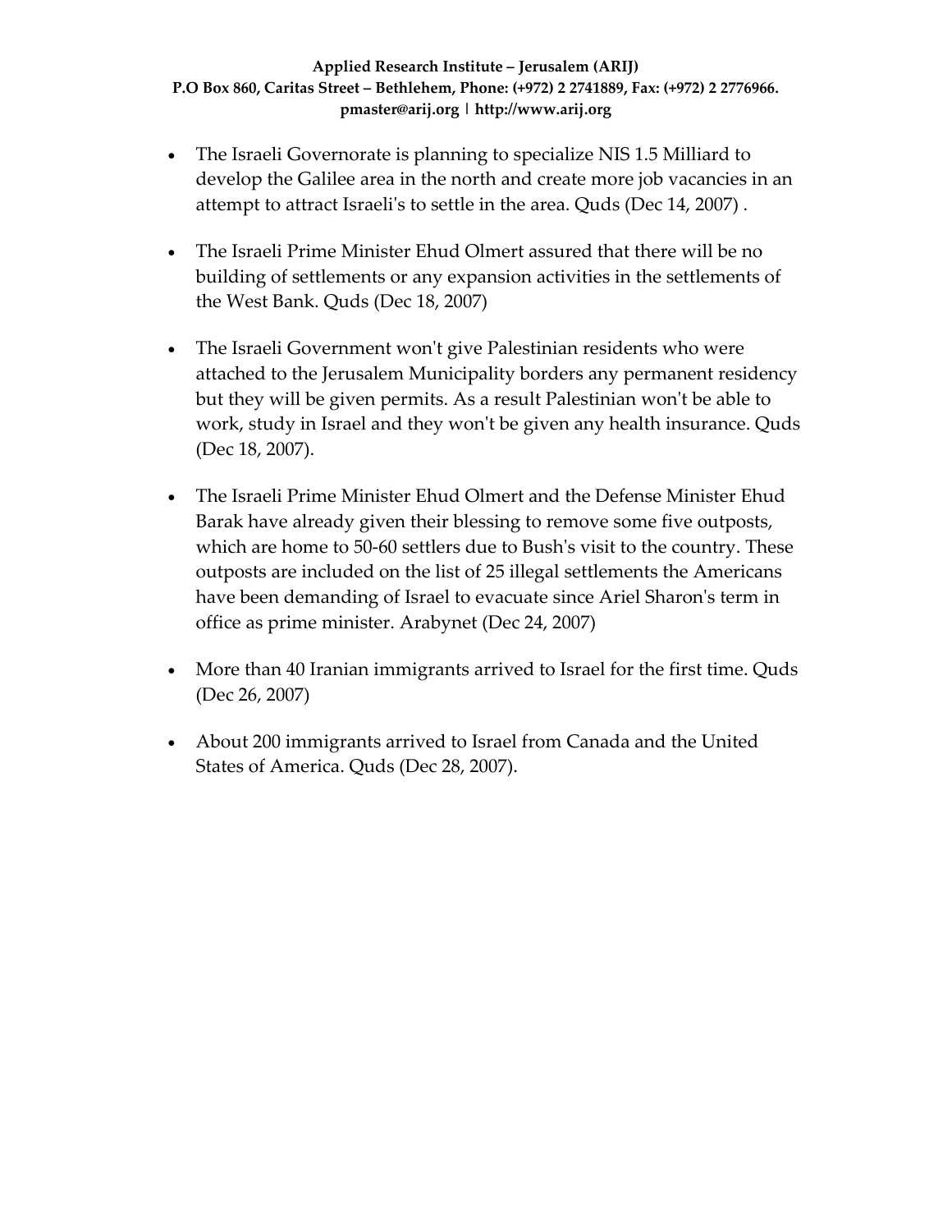- The Israeli Governorate is planning to specialize NIS 1.5 Milliard to develop the Galilee area in the north and create more job vacancies in an attempt to attract Israeli's to settle in the area. Quds (Dec 14, 2007) .

- The Israeli Prime Minister Ehud Olmert assured that there will be no building of settlements or any expansion activities in the settlements of the West Bank. Quds (Dec 18, 2007)

- The Israeli Government won't give Palestinian residents who were attached to the Jerusalem Municipality borders any permanent residency but they will be given permits. As a result Palestinian won't be able to work, study in Israel and they won't be given any health insurance. Quds (Dec 18, 2007).

- The Israeli Prime Minister Ehud Olmert and the Defense Minister Ehud Barak have already given their blessing to remove some five outposts, which are home to 50-60 settlers due to Bush's visit to the country. These outposts are included on the list of 25 illegal settlements the Americans have been demanding of Israel to evacuate since Ariel Sharon's term in office as prime minister. Arabynet (Dec 24, 2007)

- More than 40 Iranian immigrants arrived to Israel for the first time. Quds (Dec 26, 2007)

- About 200 immigrants arrived to Israel from Canada and the United States of America. Quds (Dec 28, 2007).